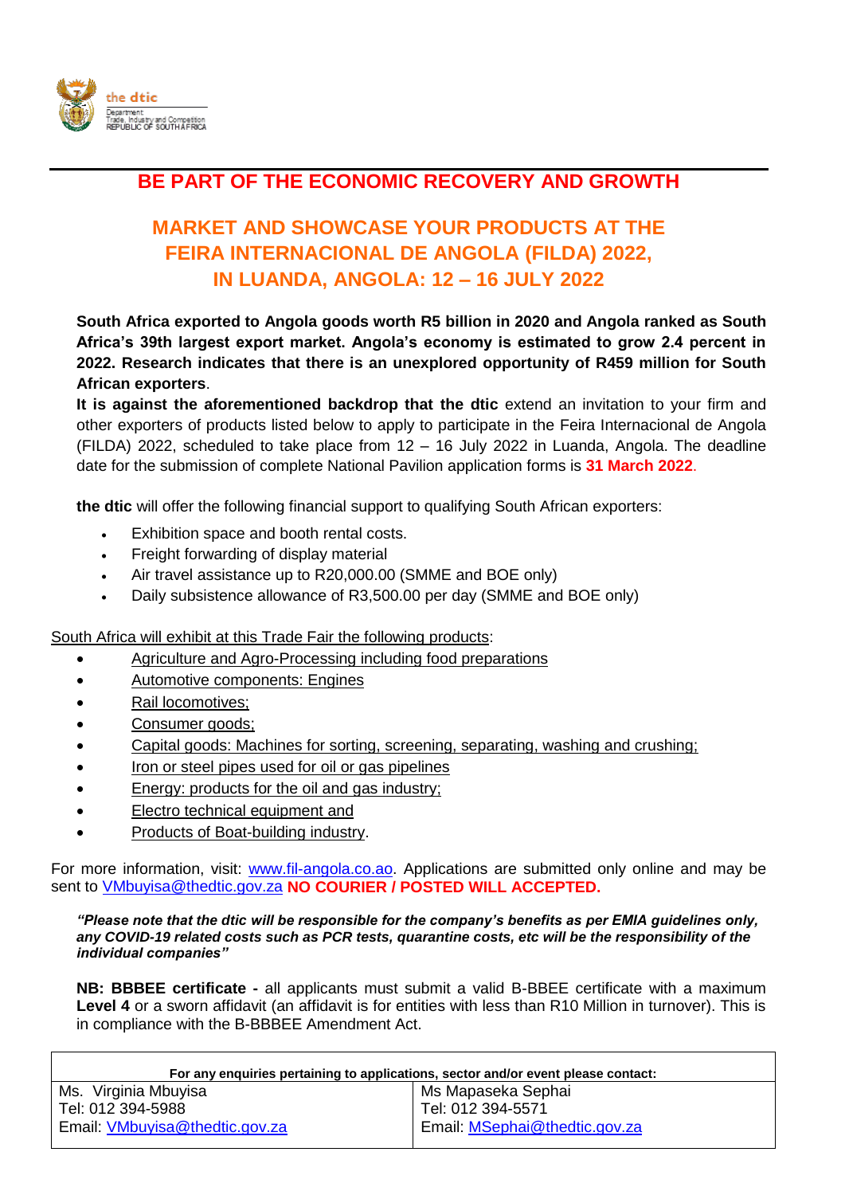the dtic

Department: Trade, Industry and Competition
REPUBLIC OF SOUTH AFRICA

# BE PART OF THE ECONOMIC RECOVERY AND GROWTH

## MARKET AND SHOWCASE YOUR PRODUCTS AT THE FEIRA INTERNACIONAL DE ANGOLA (FILDA) 2022, IN LUANDA, ANGOLA: 12 – 16 JULY 2022

**South Africa exported to Angola goods worth R5 billion in 2020 and Angola ranked as South Africa's 39th largest export market. Angola's economy is estimated to grow 2.4 percent in 2022. Research indicates that there is an unexplored opportunity of R459 million for South African exporters**.

**It is against the aforementioned backdrop that the dtic** extend an invitation to your firm and other exporters of products listed below to apply to participate in the Feira Internacional de Angola (FILDA) 2022, scheduled to take place from 12 – 16 July 2022 in Luanda, Angola. The deadline date for the submission of complete National Pavilion application forms is **31 March 2022**.

**the dtic** will offer the following financial support to qualifying South African exporters:

- Exhibition space and booth rental costs.
- Freight forwarding of display material
- Air travel assistance up to R20,000.00 (SMME and BOE only)
- Daily subsistence allowance of R3,500.00 per day (SMME and BOE only)

South Africa will exhibit at this Trade Fair the following products:

- Agriculture and Agro-Processing including food preparations
- Automotive components: Engines
- Rail locomotives;
- Consumer goods;
- Capital goods: Machines for sorting, screening, separating, washing and crushing;
- Iron or steel pipes used for oil or gas pipelines
- Energy: products for the oil and gas industry;
- Electro technical equipment and
- Products of Boat-building industry.

For more information, visit: www.fil-angola.co.ao. Applications are submitted only online and may be sent to VMbuyisa@thedtic.gov.za **NO COURIER / POSTED WILL ACCEPTED.**

***"Please note that the dtic will be responsible for the company's benefits as per EMIA guidelines only, any COVID-19 related costs such as PCR tests, quarantine costs, etc will be the responsibility of the individual companies"***

**NB: BBBEE certificate -** all applicants must submit a valid B-BBEE certificate with a maximum **Level 4** or a sworn affidavit (an affidavit is for entities with less than R10 Million in turnover). This is in compliance with the B-BBBEE Amendment Act.

| **For any enquiries pertaining to applications, sector and/or event please contact:** | |
|---|---|
| Ms. Virginia Mbuyisa<br>Tel: 012 394-5988<br>Email: VMbuyisa@thedtic.gov.za | Ms Mapaseka Sephai<br>Tel: 012 394-5571<br>Email: MSephai@thedtic.gov.za |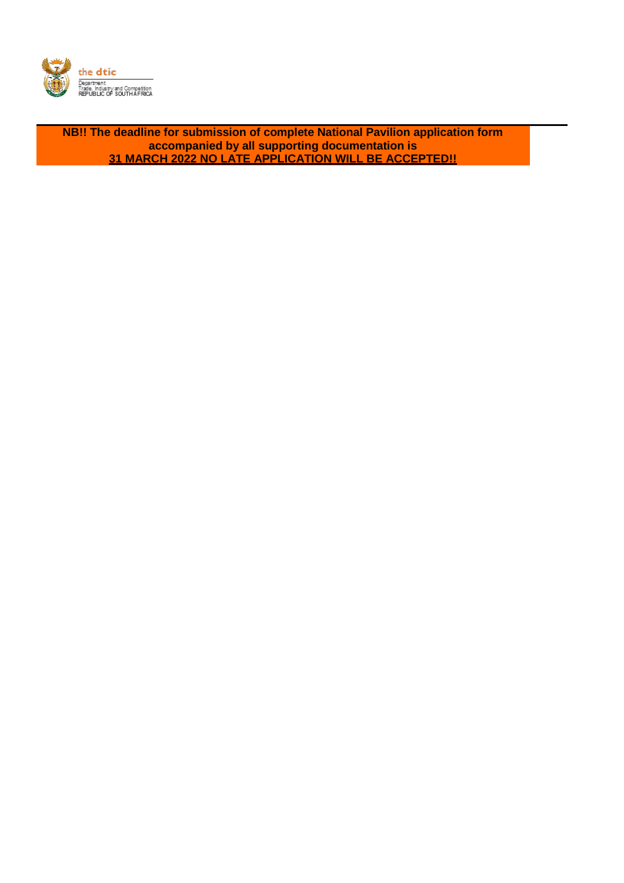the dtic

Department:
Trade, Industry and Competition
REPUBLIC OF SOUTH AFRICA

**NB!! The deadline for submission of complete National Pavilion application form accompanied by all supporting documentation is**
**<u>31 MARCH 2022 NO LATE APPLICATION WILL BE ACCEPTED!!</u>**